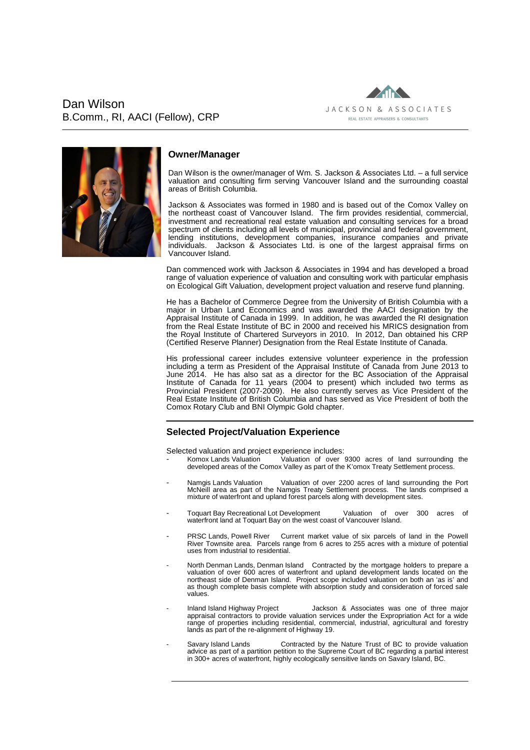# Dan Wilson
B.Comm., RI, AACI (Fellow), CRP

JACKSON & ASSOCIATES
REAL ESTATE APPRAISERS & CONSULTANTS

## Owner/Manager

Dan Wilson is the owner/manager of Wm. S. Jackson & Associates Ltd. – a full service valuation and consulting firm serving Vancouver Island and the surrounding coastal areas of British Columbia.

Jackson & Associates was formed in 1980 and is based out of the Comox Valley on the northeast coast of Vancouver Island. The firm provides residential, commercial, investment and recreational real estate valuation and consulting services for a broad spectrum of clients including all levels of municipal, provincial and federal government, lending institutions, development companies, insurance companies and private individuals. Jackson & Associates Ltd. is one of the largest appraisal firms on Vancouver Island.

Dan commenced work with Jackson & Associates in 1994 and has developed a broad range of valuation experience of valuation and consulting work with particular emphasis on Ecological Gift Valuation, development project valuation and reserve fund planning.

He has a Bachelor of Commerce Degree from the University of British Columbia with a major in Urban Land Economics and was awarded the AACI designation by the Appraisal Institute of Canada in 1999. In addition, he was awarded the RI designation from the Real Estate Institute of BC in 2000 and received his MRICS designation from the Royal Institute of Chartered Surveyors in 2010. In 2012, Dan obtained his CRP (Certified Reserve Planner) Designation from the Real Estate Institute of Canada.

His professional career includes extensive volunteer experience in the profession including a term as President of the Appraisal Institute of Canada from June 2013 to June 2014. He has also sat as a director for the BC Association of the Appraisal Institute of Canada for 11 years (2004 to present) which included two terms as Provincial President (2007-2009). He also currently serves as Vice President of the Real Estate Institute of British Columbia and has served as Vice President of both the Comox Rotary Club and BNI Olympic Gold chapter.

## Selected Project/Valuation Experience

Selected valuation and project experience includes:

- Komox Lands Valuation  Valuation of over 9300 acres of land surrounding the developed areas of the Comox Valley as part of the K'omox Treaty Settlement process.
- Namgis Lands Valuation  Valuation of over 2200 acres of land surrounding the Port McNeill area as part of the Namgis Treaty Settlement process. The lands comprised a mixture of waterfront and upland forest parcels along with development sites.
- Toquart Bay Recreational Lot Development  Valuation of over 300 acres of waterfront land at Toquart Bay on the west coast of Vancouver Island.
- PRSC Lands, Powell River  Current market value of six parcels of land in the Powell River Townsite area. Parcels range from 6 acres to 255 acres with a mixture of potential uses from industrial to residential.
- North Denman Lands, Denman Island  Contracted by the mortgage holders to prepare a valuation of over 600 acres of waterfront and upland development lands located on the northeast side of Denman Island. Project scope included valuation on both an 'as is' and as though complete basis complete with absorption study and consideration of forced sale values.
- Inland Island Highway Project  Jackson & Associates was one of three major appraisal contractors to provide valuation services under the Expropriation Act for a wide range of properties including residential, commercial, industrial, agricultural and forestry lands as part of the re-alignment of Highway 19.
- Savary Island Lands  Contracted by the Nature Trust of BC to provide valuation advice as part of a partition petition to the Supreme Court of BC regarding a partial interest in 300+ acres of waterfront, highly ecologically sensitive lands on Savary Island, BC.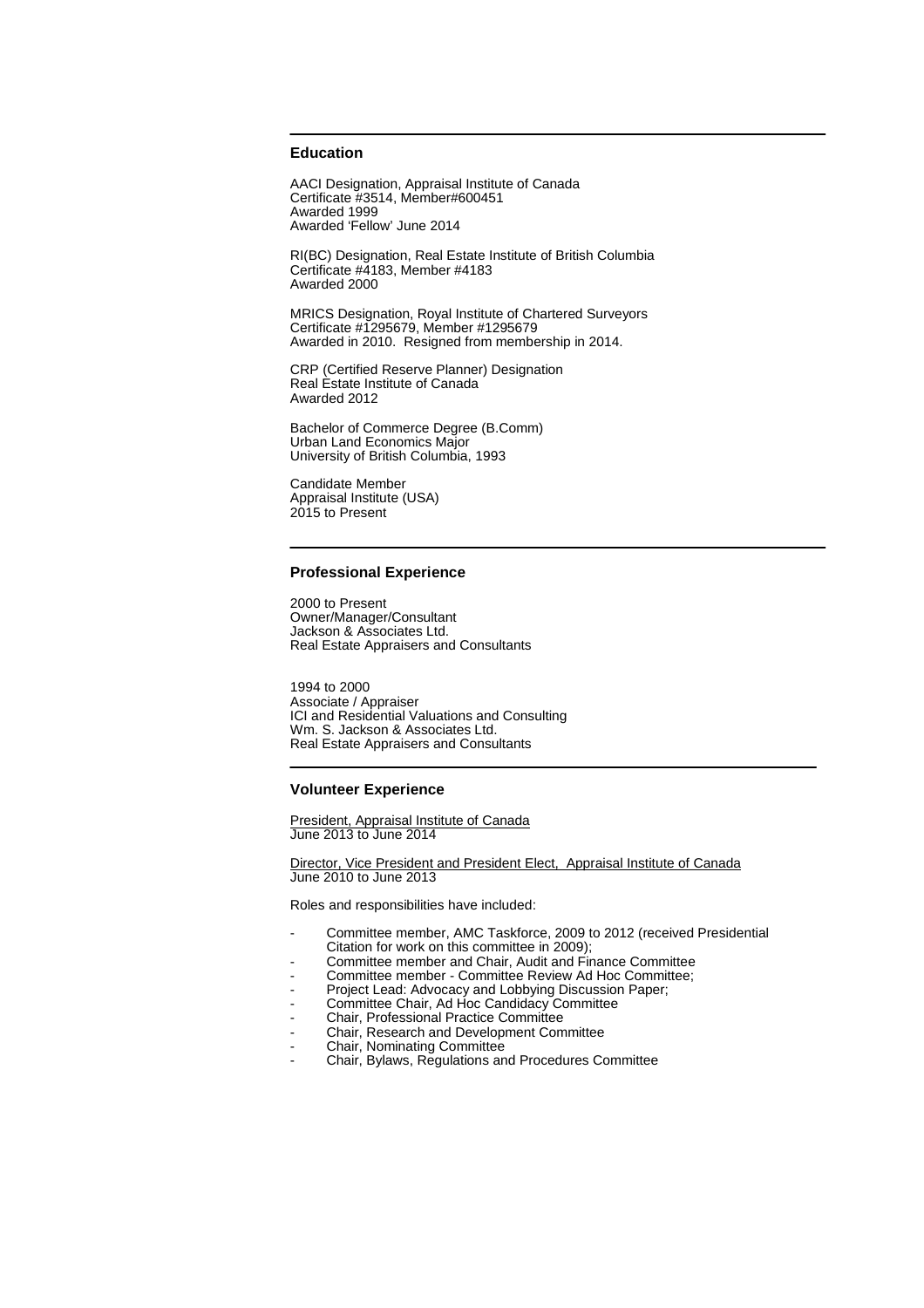## Education

AACI Designation, Appraisal Institute of Canada
Certificate #3514, Member#600451
Awarded 1999
Awarded 'Fellow' June 2014

RI(BC) Designation, Real Estate Institute of British Columbia
Certificate #4183, Member #4183
Awarded 2000

MRICS Designation, Royal Institute of Chartered Surveyors
Certificate #1295679, Member #1295679
Awarded in 2010. Resigned from membership in 2014.

CRP (Certified Reserve Planner) Designation
Real Estate Institute of Canada
Awarded 2012

Bachelor of Commerce Degree (B.Comm)
Urban Land Economics Major
University of British Columbia, 1993

Candidate Member
Appraisal Institute (USA)
2015 to Present

## Professional Experience

2000 to Present
Owner/Manager/Consultant
Jackson & Associates Ltd.
Real Estate Appraisers and Consultants

1994 to 2000
Associate / Appraiser
ICI and Residential Valuations and Consulting
Wm. S. Jackson & Associates Ltd.
Real Estate Appraisers and Consultants

## Volunteer Experience

President, Appraisal Institute of Canada
June 2013 to June 2014

Director, Vice President and President Elect, Appraisal Institute of Canada
June 2010 to June 2013

Roles and responsibilities have included:

- Committee member, AMC Taskforce, 2009 to 2012 (received Presidential Citation for work on this committee in 2009);
- Committee member and Chair, Audit and Finance Committee
- Committee member - Committee Review Ad Hoc Committee;
- Project Lead: Advocacy and Lobbying Discussion Paper;
- Committee Chair, Ad Hoc Candidacy Committee
- Chair, Professional Practice Committee
- Chair, Research and Development Committee
- Chair, Nominating Committee
- Chair, Bylaws, Regulations and Procedures Committee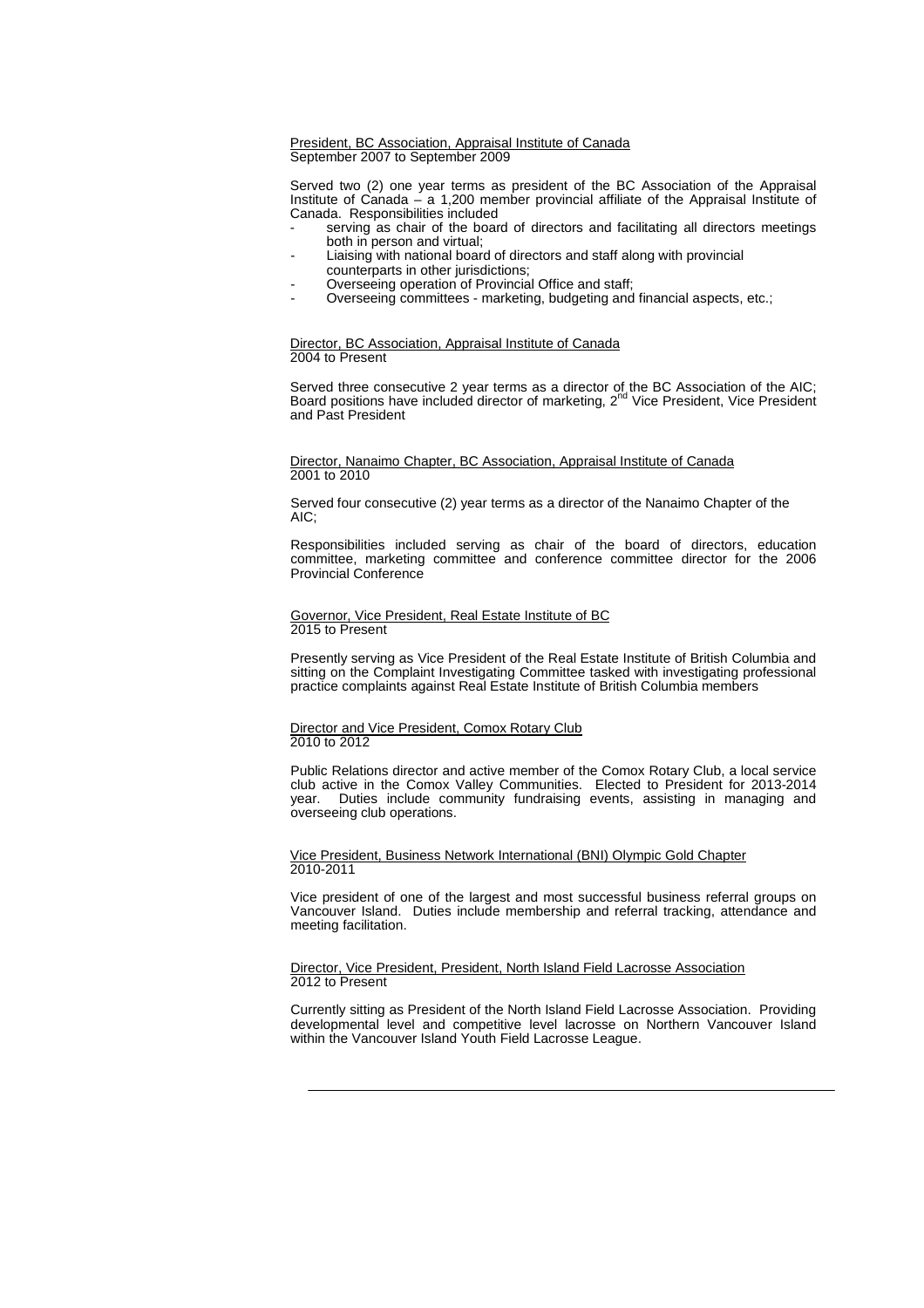<u>President, BC Association, Appraisal Institute of Canada</u>
September 2007 to September 2009

Served two (2) one year terms as president of the BC Association of the Appraisal Institute of Canada – a 1,200 member provincial affiliate of the Appraisal Institute of Canada. Responsibilities included

- serving as chair of the board of directors and facilitating all directors meetings both in person and virtual;
- Liaising with national board of directors and staff along with provincial counterparts in other jurisdictions;
- Overseeing operation of Provincial Office and staff;
- Overseeing committees - marketing, budgeting and financial aspects, etc.;

<u>Director, BC Association, Appraisal Institute of Canada</u>
2004 to Present

Served three consecutive 2 year terms as a director of the BC Association of the AIC; Board positions have included director of marketing, 2nd Vice President, Vice President and Past President

<u>Director, Nanaimo Chapter, BC Association, Appraisal Institute of Canada</u>
2001 to 2010

Served four consecutive (2) year terms as a director of the Nanaimo Chapter of the AIC;

Responsibilities included serving as chair of the board of directors, education committee, marketing committee and conference committee director for the 2006 Provincial Conference

<u>Governor, Vice President, Real Estate Institute of BC</u>
2015 to Present

Presently serving as Vice President of the Real Estate Institute of British Columbia and sitting on the Complaint Investigating Committee tasked with investigating professional practice complaints against Real Estate Institute of British Columbia members

<u>Director and Vice President, Comox Rotary Club</u>
2010 to 2012

Public Relations director and active member of the Comox Rotary Club, a local service club active in the Comox Valley Communities. Elected to President for 2013-2014 year. Duties include community fundraising events, assisting in managing and overseeing club operations.

<u>Vice President, Business Network International (BNI) Olympic Gold Chapter</u>
2010-2011

Vice president of one of the largest and most successful business referral groups on Vancouver Island. Duties include membership and referral tracking, attendance and meeting facilitation.

<u>Director, Vice President, President, North Island Field Lacrosse Association</u>
2012 to Present

Currently sitting as President of the North Island Field Lacrosse Association. Providing developmental level and competitive level lacrosse on Northern Vancouver Island within the Vancouver Island Youth Field Lacrosse League.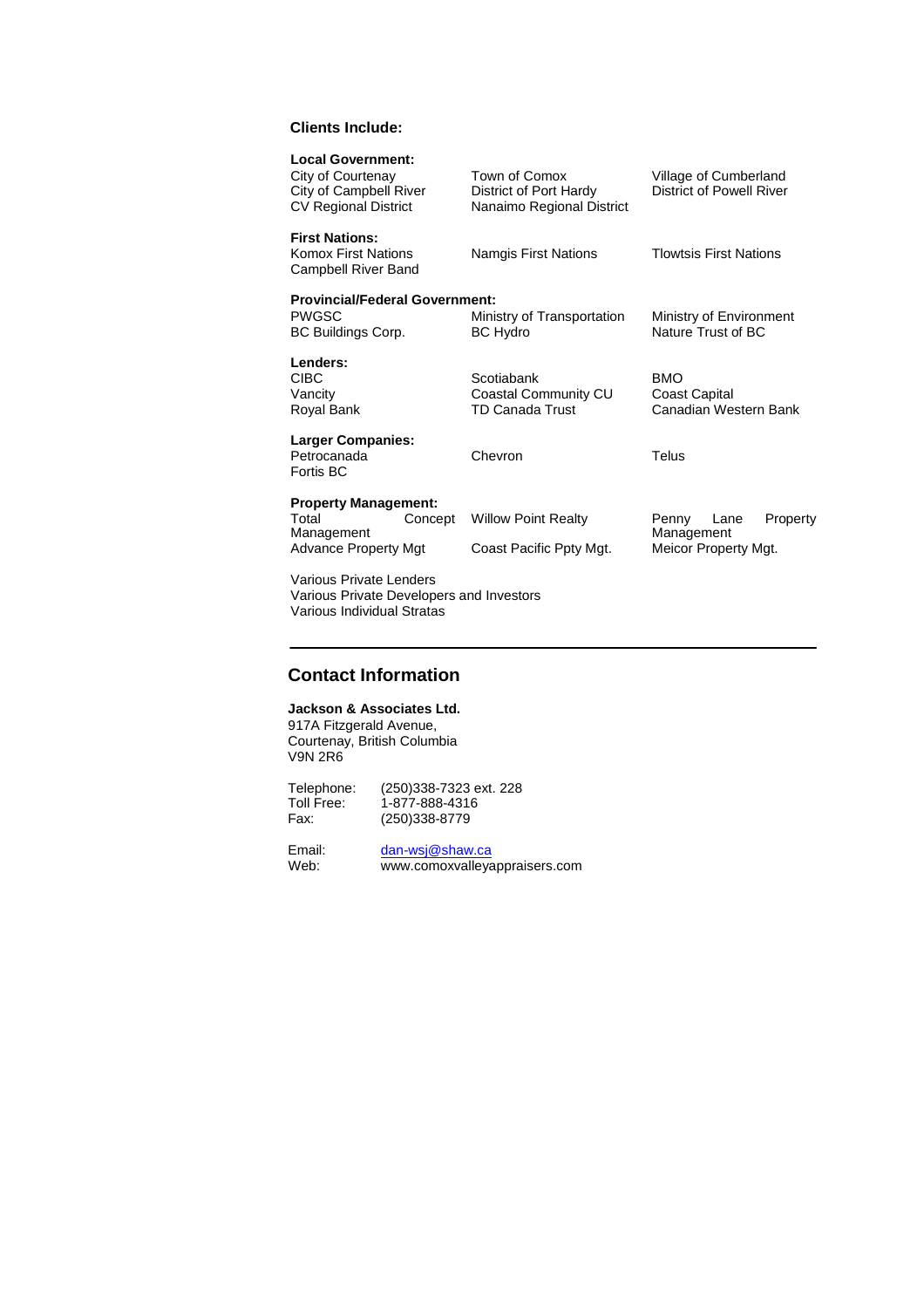### Clients Include:

**Local Government:**

| | | |
|---|---|---|
| City of Courtenay | Town of Comox | Village of Cumberland |
| City of Campbell River | District of Port Hardy | District of Powell River |
| CV Regional District | Nanaimo Regional District | |

**First Nations:**

| | | |
|---|---|---|
| Komox First Nations | Namgis First Nations | Tlowtsis First Nations |
| Campbell River Band | | |

**Provincial/Federal Government:**

| | | |
|---|---|---|
| PWGSC | Ministry of Transportation | Ministry of Environment |
| BC Buildings Corp. | BC Hydro | Nature Trust of BC |

**Lenders:**

| | | |
|---|---|---|
| CIBC | Scotiabank | BMO |
| Vancity | Coastal Community CU | Coast Capital |
| Royal Bank | TD Canada Trust | Canadian Western Bank |

**Larger Companies:**

| | | |
|---|---|---|
| Petrocanada | Chevron | Telus |
| Fortis BC | | |

**Property Management:**

| | | |
|---|---|---|
| Total Concept Management | Willow Point Realty | Penny Lane Property Management |
| Advance Property Mgt | Coast Pacific Ppty Mgt. | Meicor Property Mgt. |

Various Private Lenders
Various Private Developers and Investors
Various Individual Stratas

---

## Contact Information

**Jackson & Associates Ltd.**
917A Fitzgerald Avenue,
Courtenay, British Columbia
V9N 2R6

Telephone: (250)338-7323 ext. 228
Toll Free: 1-877-888-4316
Fax: (250)338-8779

Email: dan-wsj@shaw.ca
Web: www.comoxvalleyappraisers.com